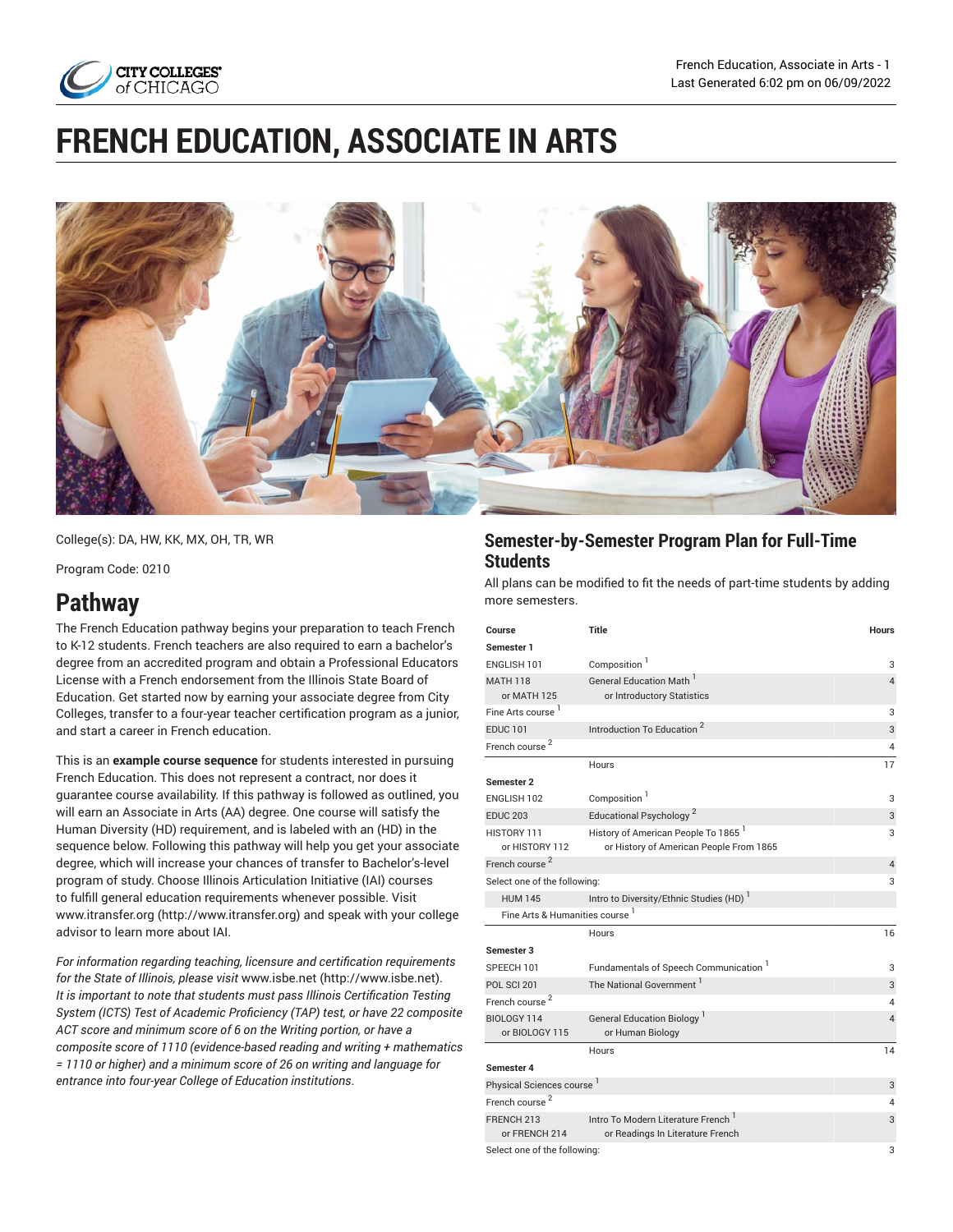# FRENCH EDUCATION, ASSOCIATE IN ARTS

College(s): DA, HW, KK, MX, OH, TR, WR

Program Code: 0210

## Pathway

The French Education pathway begins your preparation to teach French to K-12 students. French teachers are also required to earn a bachelor's degree from an accredited program and obtain a Professional Educators License with a French endorsement from the Illinois State Board of Education. Get started now by earning your associate degree from City Colleges, transfer to a four-year teacher certification program as a junior, and start a career in French education.

This is an **example course sequence** for students interested in pursuing French Education. This does not represent a contract, nor does it guarantee course availability. If this pathway is followed as outlined, you will earn an Associate in Arts (AA) degree. One course will satisfy the Human Diversity (HD) requirement, and is labeled with an (HD) in the sequence below. Following this pathway will help you get your associate degree, which will increase your chances of transfer to Bachelor's-level program of study. Choose Illinois Articulation Initiative (IAI) courses to fulfill general education requirements whenever possible. Visit www.itransfer.org (http://www.itransfer.org) and speak with your college advisor to learn more about IAI.

*For information regarding teaching, licensure and certification requirements for the State of Illinois, please visit* www.isbe.net (http://www.isbe.net)*. It is important to note that students must pass Illinois Certification Testing System (ICTS) Test of Academic Proficiency (TAP) test, or have 22 composite ACT score and minimum score of 6 on the Writing portion, or have a composite score of 1110 (evidence-based reading and writing + mathematics = 1110 or higher) and a minimum score of 26 on writing and language for entrance into four-year College of Education institutions.*

## Semester-by-Semester Program Plan for Full-Time Students

All plans can be modified to fit the needs of part-time students by adding more semesters.

| Course | Title | Hours |
|---|---|---|
| **Semester 1** | | |
| ENGLISH 101 | Composition [1] | 3 |
| MATH 118 or MATH 125 | General Education Math [1] or Introductory Statistics | 4 |
| Fine Arts course [1] | | 3 |
| EDUC 101 | Introduction To Education [2] | 3 |
| French course [2] | | 4 |
| | Hours | 17 |
| **Semester 2** | | |
| ENGLISH 102 | Composition [1] | 3 |
| EDUC 203 | Educational Psychology [2] | 3 |
| HISTORY 111 or HISTORY 112 | History of American People To 1865 [1] or History of American People From 1865 | 3 |
| French course [2] | | 4 |
| Select one of the following: | | 3 |
| HUM 145 | Intro to Diversity/Ethnic Studies (HD) [1] | |
| Fine Arts & Humanities course [1] | | |
| | Hours | 16 |
| **Semester 3** | | |
| SPEECH 101 | Fundamentals of Speech Communication [1] | 3 |
| POL SCI 201 | The National Government [1] | 3 |
| French course [2] | | 4 |
| BIOLOGY 114 or BIOLOGY 115 | General Education Biology [1] or Human Biology | 4 |
| | Hours | 14 |
| **Semester 4** | | |
| Physical Sciences course [1] | | 3 |
| French course [2] | | 4 |
| FRENCH 213 or FRENCH 214 | Intro To Modern Literature French [1] or Readings In Literature French | 3 |
| Select one of the following: | | 3 |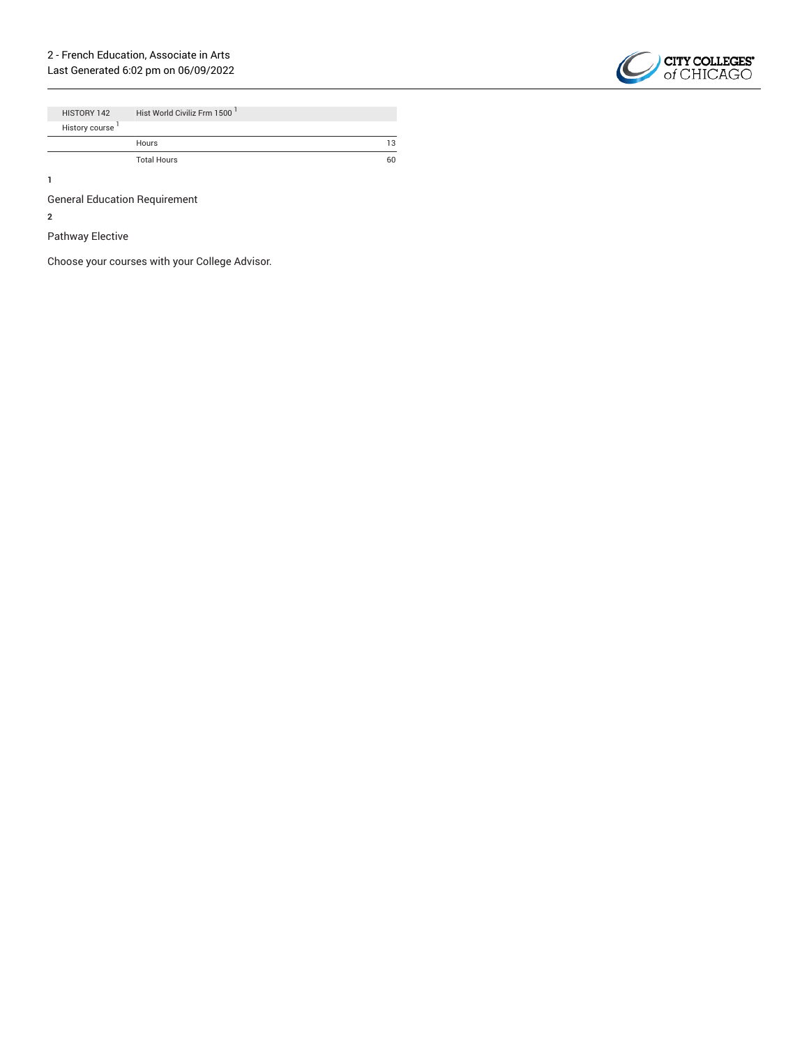| | | |
|---|---|---|
| HISTORY 142 | Hist World Civiliz Frm 1500 [1] | |
| History course [1] | | |
| | Hours | 13 |
| | Total Hours | 60 |

**1**

General Education Requirement

**2**

Pathway Elective

Choose your courses with your College Advisor.